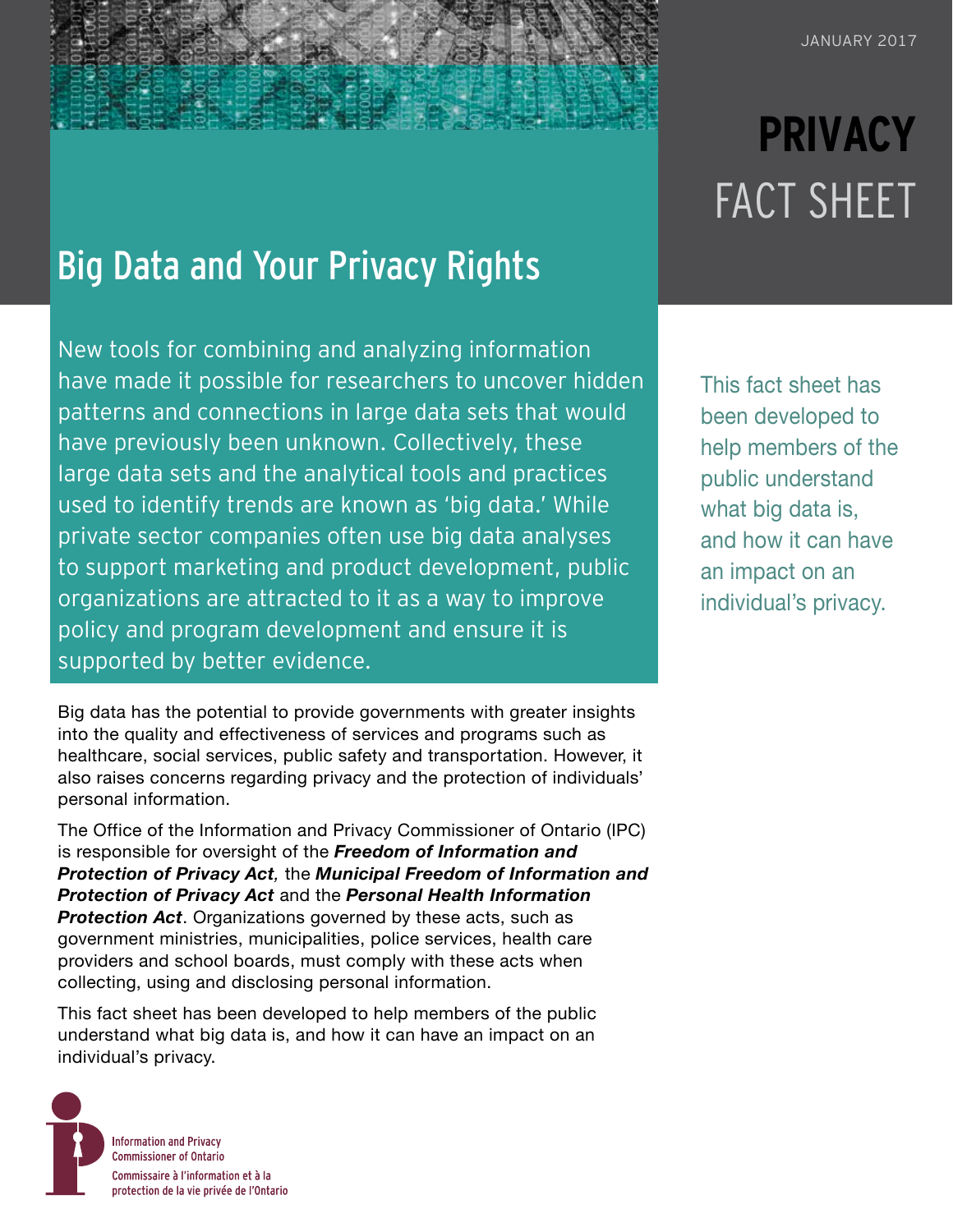JANUARY 2017

# PRIVACY FACT SHEET

## Big Data and Your Privacy Rights

New tools for combining and analyzing information have made it possible for researchers to uncover hidden patterns and connections in large data sets that would have previously been unknown. Collectively, these large data sets and the analytical tools and practices used to identify trends are known as 'big data.' While private sector companies often use big data analyses to support marketing and product development, public organizations are attracted to it as a way to improve policy and program development and ensure it is supported by better evidence.

This fact sheet has been developed to help members of the public understand what big data is, and how it can have an impact on an individual's privacy.

Big data has the potential to provide governments with greater insights into the quality and effectiveness of services and programs such as healthcare, social services, public safety and transportation. However, it also raises concerns regarding privacy and the protection of individuals' personal information.

The Office of the Information and Privacy Commissioner of Ontario (IPC) is responsible for oversight of the ***Freedom of Information and Protection of Privacy Act***, the ***Municipal Freedom of Information and Protection of Privacy Act*** and the ***Personal Health Information Protection Act***. Organizations governed by these acts, such as government ministries, municipalities, police services, health care providers and school boards, must comply with these acts when collecting, using and disclosing personal information.

This fact sheet has been developed to help members of the public understand what big data is, and how it can have an impact on an individual's privacy.

Information and Privacy Commissioner of Ontario
Commissaire à l'information et à la protection de la vie privée de l'Ontario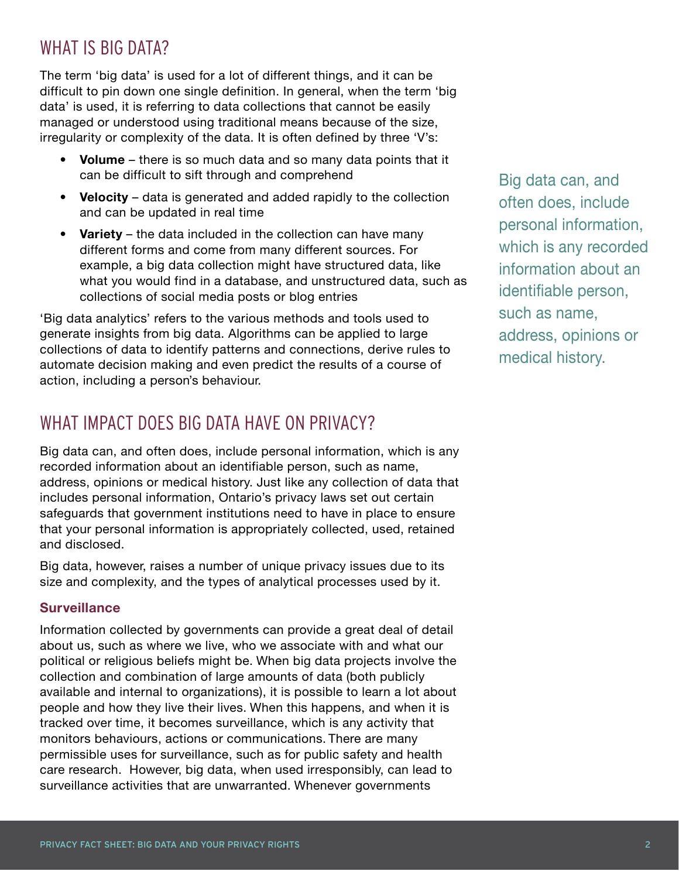## WHAT IS BIG DATA?

The term 'big data' is used for a lot of different things, and it can be difficult to pin down one single definition. In general, when the term 'big data' is used, it is referring to data collections that cannot be easily managed or understood using traditional means because of the size, irregularity or complexity of the data. It is often defined by three 'V's:

- **Volume** – there is so much data and so many data points that it can be difficult to sift through and comprehend
- **Velocity** – data is generated and added rapidly to the collection and can be updated in real time
- **Variety** – the data included in the collection can have many different forms and come from many different sources. For example, a big data collection might have structured data, like what you would find in a database, and unstructured data, such as collections of social media posts or blog entries

'Big data analytics' refers to the various methods and tools used to generate insights from big data. Algorithms can be applied to large collections of data to identify patterns and connections, derive rules to automate decision making and even predict the results of a course of action, including a person's behaviour.

> Big data can, and often does, include personal information, which is any recorded information about an identifiable person, such as name, address, opinions or medical history.

## WHAT IMPACT DOES BIG DATA HAVE ON PRIVACY?

Big data can, and often does, include personal information, which is any recorded information about an identifiable person, such as name, address, opinions or medical history. Just like any collection of data that includes personal information, Ontario's privacy laws set out certain safeguards that government institutions need to have in place to ensure that your personal information is appropriately collected, used, retained and disclosed.

Big data, however, raises a number of unique privacy issues due to its size and complexity, and the types of analytical processes used by it.

### Surveillance

Information collected by governments can provide a great deal of detail about us, such as where we live, who we associate with and what our political or religious beliefs might be. When big data projects involve the collection and combination of large amounts of data (both publicly available and internal to organizations), it is possible to learn a lot about people and how they live their lives. When this happens, and when it is tracked over time, it becomes surveillance, which is any activity that monitors behaviours, actions or communications. There are many permissible uses for surveillance, such as for public safety and health care research. However, big data, when used irresponsibly, can lead to surveillance activities that are unwarranted. Whenever governments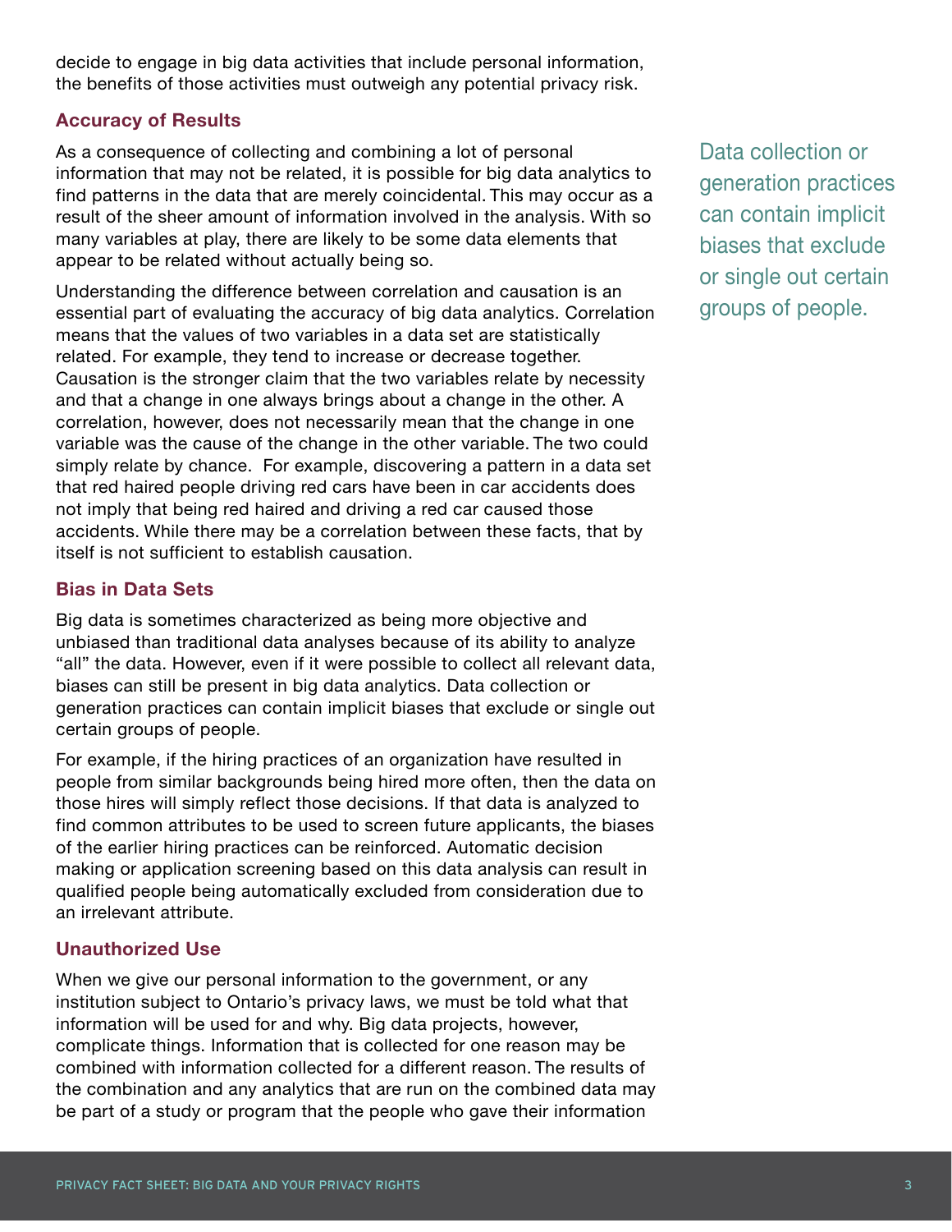decide to engage in big data activities that include personal information, the benefits of those activities must outweigh any potential privacy risk.

### Accuracy of Results

As a consequence of collecting and combining a lot of personal information that may not be related, it is possible for big data analytics to find patterns in the data that are merely coincidental. This may occur as a result of the sheer amount of information involved in the analysis. With so many variables at play, there are likely to be some data elements that appear to be related without actually being so.

Understanding the difference between correlation and causation is an essential part of evaluating the accuracy of big data analytics. Correlation means that the values of two variables in a data set are statistically related. For example, they tend to increase or decrease together. Causation is the stronger claim that the two variables relate by necessity and that a change in one always brings about a change in the other. A correlation, however, does not necessarily mean that the change in one variable was the cause of the change in the other variable. The two could simply relate by chance. For example, discovering a pattern in a data set that red haired people driving red cars have been in car accidents does not imply that being red haired and driving a red car caused those accidents. While there may be a correlation between these facts, that by itself is not sufficient to establish causation.

### Bias in Data Sets

Big data is sometimes characterized as being more objective and unbiased than traditional data analyses because of its ability to analyze "all" the data. However, even if it were possible to collect all relevant data, biases can still be present in big data analytics. Data collection or generation practices can contain implicit biases that exclude or single out certain groups of people.

> Data collection or generation practices can contain implicit biases that exclude or single out certain groups of people.

For example, if the hiring practices of an organization have resulted in people from similar backgrounds being hired more often, then the data on those hires will simply reflect those decisions. If that data is analyzed to find common attributes to be used to screen future applicants, the biases of the earlier hiring practices can be reinforced. Automatic decision making or application screening based on this data analysis can result in qualified people being automatically excluded from consideration due to an irrelevant attribute.

### Unauthorized Use

When we give our personal information to the government, or any institution subject to Ontario's privacy laws, we must be told what that information will be used for and why. Big data projects, however, complicate things. Information that is collected for one reason may be combined with information collected for a different reason. The results of the combination and any analytics that are run on the combined data may be part of a study or program that the people who gave their information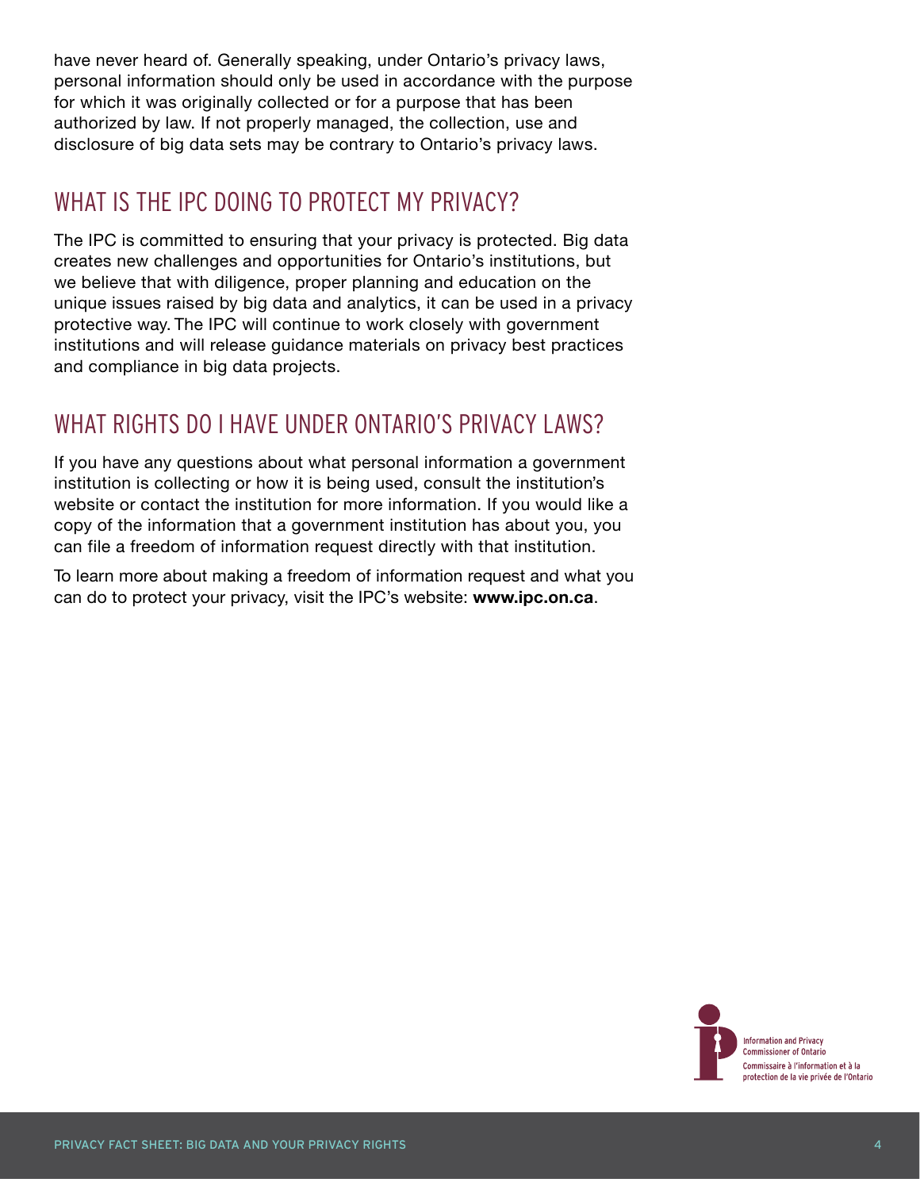have never heard of. Generally speaking, under Ontario's privacy laws, personal information should only be used in accordance with the purpose for which it was originally collected or for a purpose that has been authorized by law. If not properly managed, the collection, use and disclosure of big data sets may be contrary to Ontario's privacy laws.

## WHAT IS THE IPC DOING TO PROTECT MY PRIVACY?

The IPC is committed to ensuring that your privacy is protected. Big data creates new challenges and opportunities for Ontario's institutions, but we believe that with diligence, proper planning and education on the unique issues raised by big data and analytics, it can be used in a privacy protective way. The IPC will continue to work closely with government institutions and will release guidance materials on privacy best practices and compliance in big data projects.

## WHAT RIGHTS DO I HAVE UNDER ONTARIO'S PRIVACY LAWS?

If you have any questions about what personal information a government institution is collecting or how it is being used, consult the institution's website or contact the institution for more information. If you would like a copy of the information that a government institution has about you, you can file a freedom of information request directly with that institution.

To learn more about making a freedom of information request and what you can do to protect your privacy, visit the IPC's website: **www.ipc.on.ca**.

Information and Privacy Commissioner of Ontario
Commissaire à l'information et à la protection de la vie privée de l'Ontario